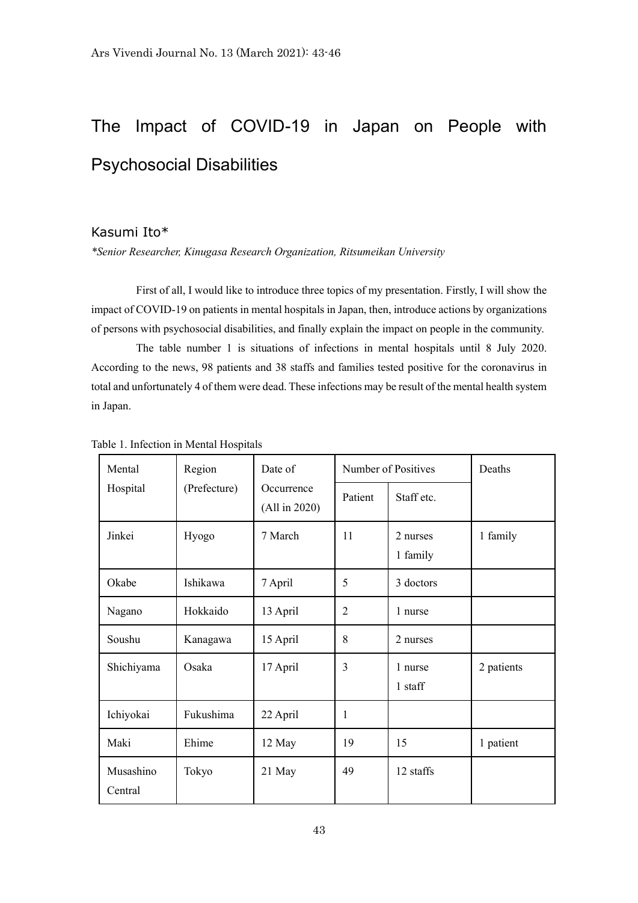# The Impact of COVID-19 in Japan on People with Psychosocial Disabilities

Kasumi Ito*

*\*Senior Researcher, Kinugasa Research Organization, Ritsumeikan University*

First of all, I would like to introduce three topics of my presentation. Firstly, I will show the impact of COVID-19 on patients in mental hospitals in Japan, then, introduce actions by organizations of persons with psychosocial disabilities, and finally explain the impact on people in the community.

The table number 1 is situations of infections in mental hospitals until 8 July 2020. According to the news, 98 patients and 38 staffs and families tested positive for the coronavirus in total and unfortunately 4 of them were dead. These infections may be result of the mental health system in Japan.

Table 1. Infection in Mental Hospitals

| Mental Hospital | Region (Prefecture) | Date of Occurrence (All in 2020) | Number of Positives | | Deaths |
|---|---|---|---|---|---|
| | | | Patient | Staff etc. | |
| Jinkei | Hyogo | 7 March | 11 | 2 nurses<br>1 family | 1 family |
| Okabe | Ishikawa | 7 April | 5 | 3 doctors | |
| Nagano | Hokkaido | 13 April | 2 | 1 nurse | |
| Soushu | Kanagawa | 15 April | 8 | 2 nurses | |
| Shichiyama | Osaka | 17 April | 3 | 1 nurse<br>1 staff | 2 patients |
| Ichiyokai | Fukushima | 22 April | 1 | | |
| Maki | Ehime | 12 May | 19 | 15 | 1 patient |
| Musashino Central | Tokyo | 21 May | 49 | 12 staffs | |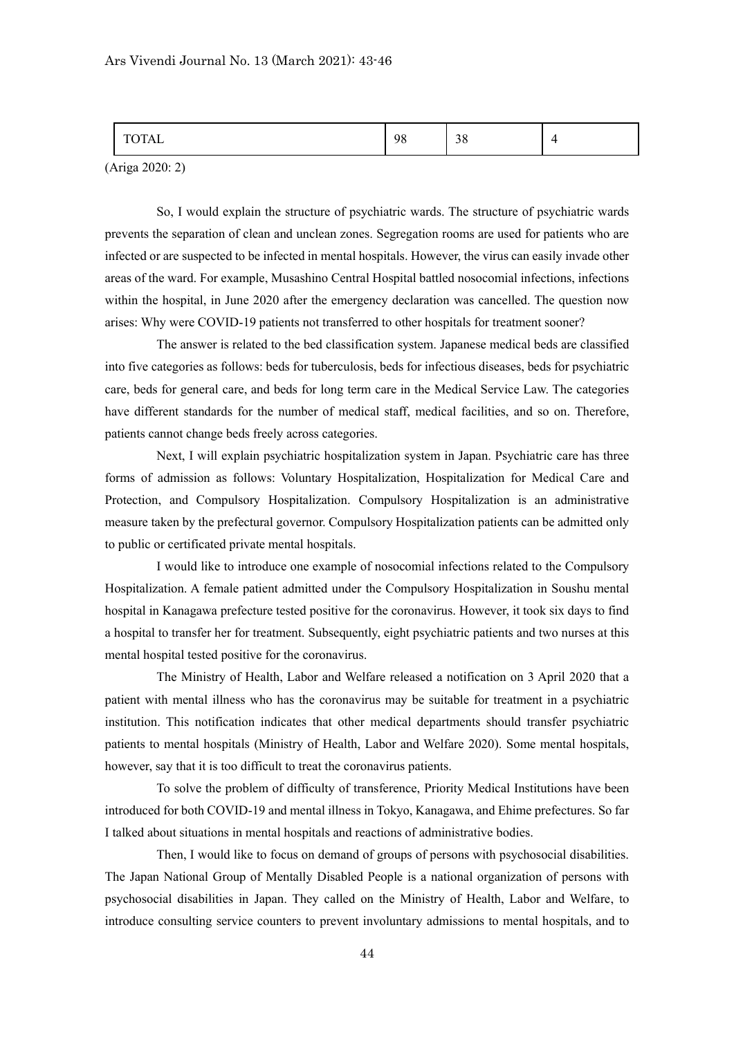| TOTAL | 98 | 38 | 4 |
|---|---|---|---|

(Ariga 2020: 2)

So, I would explain the structure of psychiatric wards. The structure of psychiatric wards prevents the separation of clean and unclean zones. Segregation rooms are used for patients who are infected or are suspected to be infected in mental hospitals. However, the virus can easily invade other areas of the ward. For example, Musashino Central Hospital battled nosocomial infections, infections within the hospital, in June 2020 after the emergency declaration was cancelled. The question now arises: Why were COVID-19 patients not transferred to other hospitals for treatment sooner?

The answer is related to the bed classification system. Japanese medical beds are classified into five categories as follows: beds for tuberculosis, beds for infectious diseases, beds for psychiatric care, beds for general care, and beds for long term care in the Medical Service Law. The categories have different standards for the number of medical staff, medical facilities, and so on. Therefore, patients cannot change beds freely across categories.

Next, I will explain psychiatric hospitalization system in Japan. Psychiatric care has three forms of admission as follows: Voluntary Hospitalization, Hospitalization for Medical Care and Protection, and Compulsory Hospitalization. Compulsory Hospitalization is an administrative measure taken by the prefectural governor. Compulsory Hospitalization patients can be admitted only to public or certificated private mental hospitals.

I would like to introduce one example of nosocomial infections related to the Compulsory Hospitalization. A female patient admitted under the Compulsory Hospitalization in Soushu mental hospital in Kanagawa prefecture tested positive for the coronavirus. However, it took six days to find a hospital to transfer her for treatment. Subsequently, eight psychiatric patients and two nurses at this mental hospital tested positive for the coronavirus.

The Ministry of Health, Labor and Welfare released a notification on 3 April 2020 that a patient with mental illness who has the coronavirus may be suitable for treatment in a psychiatric institution. This notification indicates that other medical departments should transfer psychiatric patients to mental hospitals (Ministry of Health, Labor and Welfare 2020). Some mental hospitals, however, say that it is too difficult to treat the coronavirus patients.

To solve the problem of difficulty of transference, Priority Medical Institutions have been introduced for both COVID-19 and mental illness in Tokyo, Kanagawa, and Ehime prefectures. So far I talked about situations in mental hospitals and reactions of administrative bodies.

Then, I would like to focus on demand of groups of persons with psychosocial disabilities. The Japan National Group of Mentally Disabled People is a national organization of persons with psychosocial disabilities in Japan. They called on the Ministry of Health, Labor and Welfare, to introduce consulting service counters to prevent involuntary admissions to mental hospitals, and to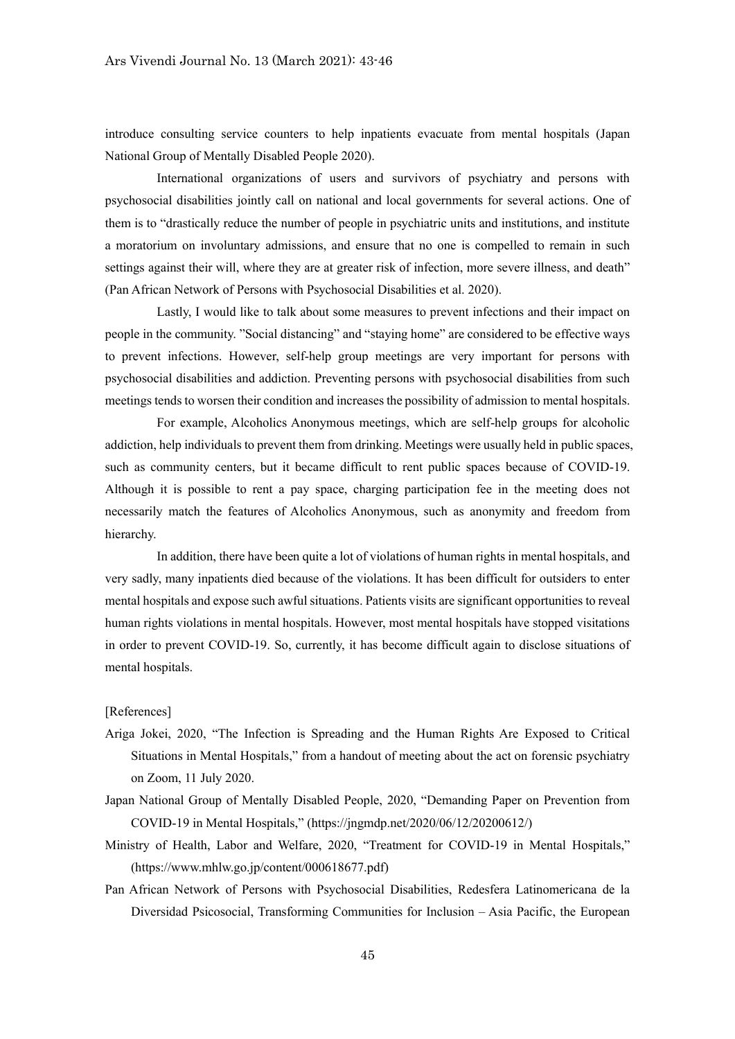introduce consulting service counters to help inpatients evacuate from mental hospitals (Japan National Group of Mentally Disabled People 2020).

International organizations of users and survivors of psychiatry and persons with psychosocial disabilities jointly call on national and local governments for several actions. One of them is to "drastically reduce the number of people in psychiatric units and institutions, and institute a moratorium on involuntary admissions, and ensure that no one is compelled to remain in such settings against their will, where they are at greater risk of infection, more severe illness, and death" (Pan African Network of Persons with Psychosocial Disabilities et al. 2020).

Lastly, I would like to talk about some measures to prevent infections and their impact on people in the community. "Social distancing" and "staying home" are considered to be effective ways to prevent infections. However, self-help group meetings are very important for persons with psychosocial disabilities and addiction. Preventing persons with psychosocial disabilities from such meetings tends to worsen their condition and increases the possibility of admission to mental hospitals.

For example, Alcoholics Anonymous meetings, which are self-help groups for alcoholic addiction, help individuals to prevent them from drinking. Meetings were usually held in public spaces, such as community centers, but it became difficult to rent public spaces because of COVID-19. Although it is possible to rent a pay space, charging participation fee in the meeting does not necessarily match the features of Alcoholics Anonymous, such as anonymity and freedom from hierarchy.

In addition, there have been quite a lot of violations of human rights in mental hospitals, and very sadly, many inpatients died because of the violations. It has been difficult for outsiders to enter mental hospitals and expose such awful situations. Patients visits are significant opportunities to reveal human rights violations in mental hospitals. However, most mental hospitals have stopped visitations in order to prevent COVID-19. So, currently, it has become difficult again to disclose situations of mental hospitals.

[References]

Ariga Jokei, 2020, "The Infection is Spreading and the Human Rights Are Exposed to Critical Situations in Mental Hospitals," from a handout of meeting about the act on forensic psychiatry on Zoom, 11 July 2020.

Japan National Group of Mentally Disabled People, 2020, "Demanding Paper on Prevention from COVID-19 in Mental Hospitals," (https://jngmdp.net/2020/06/12/20200612/)

Ministry of Health, Labor and Welfare, 2020, "Treatment for COVID-19 in Mental Hospitals," (https://www.mhlw.go.jp/content/000618677.pdf)

Pan African Network of Persons with Psychosocial Disabilities, Redesfera Latinomericana de la Diversidad Psicosocial, Transforming Communities for Inclusion – Asia Pacific, the European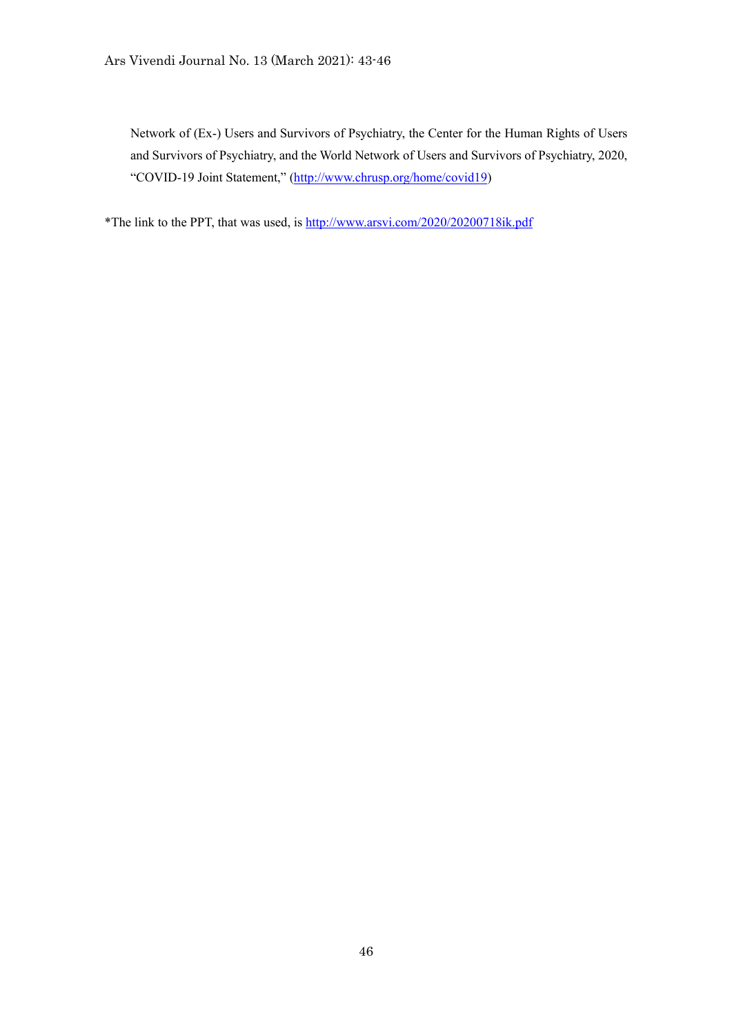Network of (Ex-) Users and Survivors of Psychiatry, the Center for the Human Rights of Users and Survivors of Psychiatry, and the World Network of Users and Survivors of Psychiatry, 2020, "COVID-19 Joint Statement," (http://www.chrusp.org/home/covid19)

*The link to the PPT, that was used, is http://www.arsvi.com/2020/20200718ik.pdf